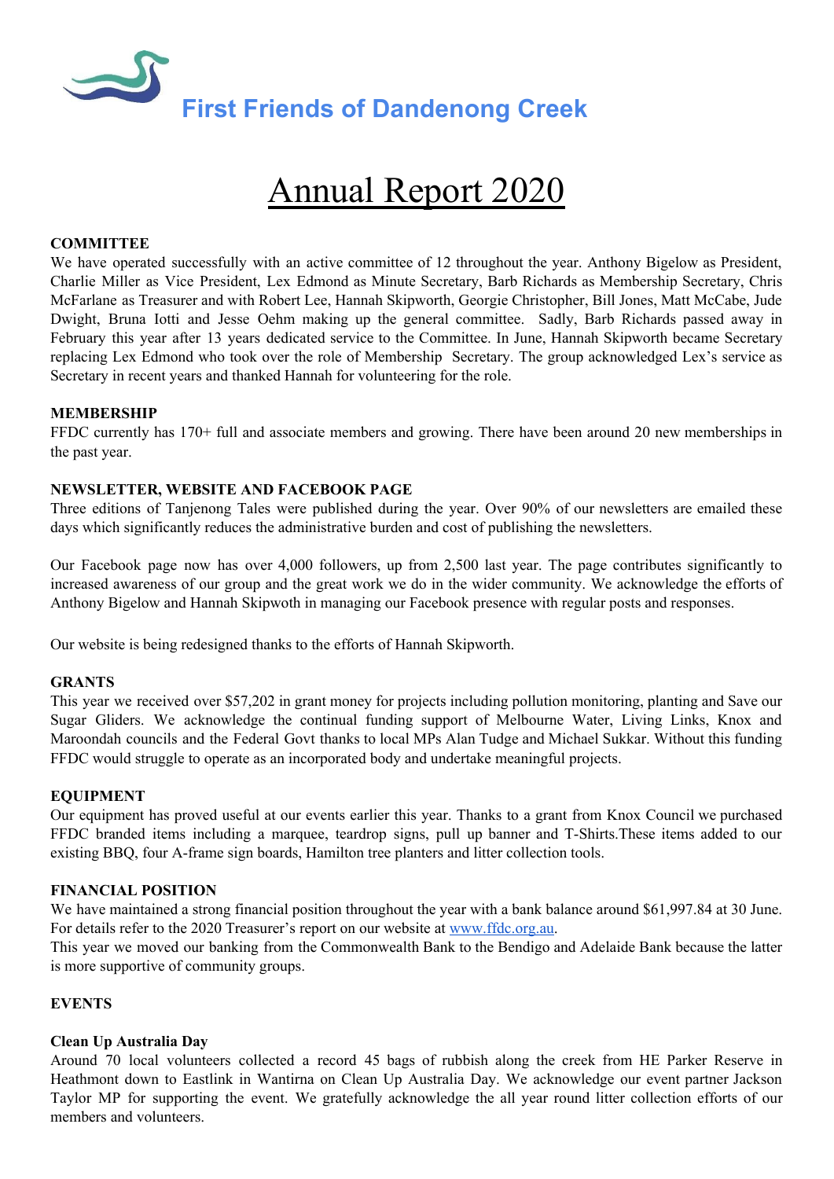First Friends of Dandenong Creek

# Annual Report 2020

## COMMITTEE

We have operated successfully with an active committee of 12 throughout the year. Anthony Bigelow as President, Charlie Miller as Vice President, Lex Edmond as Minute Secretary, Barb Richards as Membership Secretary, Chris McFarlane as Treasurer and with Robert Lee, Hannah Skipworth, Georgie Christopher, Bill Jones, Matt McCabe, Jude Dwight, Bruna Iotti and Jesse Oehm making up the general committee. Sadly, Barb Richards passed away in February this year after 13 years dedicated service to the Committee. In June, Hannah Skipworth became Secretary replacing Lex Edmond who took over the role of Membership Secretary. The group acknowledged Lex's service as Secretary in recent years and thanked Hannah for volunteering for the role.

## MEMBERSHIP

FFDC currently has 170+ full and associate members and growing. There have been around 20 new memberships in the past year.

## NEWSLETTER, WEBSITE AND FACEBOOK PAGE

Three editions of Tanjenong Tales were published during the year. Over 90% of our newsletters are emailed these days which significantly reduces the administrative burden and cost of publishing the newsletters.

Our Facebook page now has over 4,000 followers, up from 2,500 last year. The page contributes significantly to increased awareness of our group and the great work we do in the wider community. We acknowledge the efforts of Anthony Bigelow and Hannah Skipwoth in managing our Facebook presence with regular posts and responses.

Our website is being redesigned thanks to the efforts of Hannah Skipworth.

## GRANTS

This year we received over $57,202 in grant money for projects including pollution monitoring, planting and Save our Sugar Gliders. We acknowledge the continual funding support of Melbourne Water, Living Links, Knox and Maroondah councils and the Federal Govt thanks to local MPs Alan Tudge and Michael Sukkar. Without this funding FFDC would struggle to operate as an incorporated body and undertake meaningful projects.

## EQUIPMENT

Our equipment has proved useful at our events earlier this year. Thanks to a grant from Knox Council we purchased FFDC branded items including a marquee, teardrop signs, pull up banner and T-Shirts.These items added to our existing BBQ, four A-frame sign boards, Hamilton tree planters and litter collection tools.

## FINANCIAL POSITION

We have maintained a strong financial position throughout the year with a bank balance around $61,997.84 at 30 June. For details refer to the 2020 Treasurer's report on our website at www.ffdc.org.au.

This year we moved our banking from the Commonwealth Bank to the Bendigo and Adelaide Bank because the latter is more supportive of community groups.

## EVENTS

### Clean Up Australia Day

Around 70 local volunteers collected a record 45 bags of rubbish along the creek from HE Parker Reserve in Heathmont down to Eastlink in Wantirna on Clean Up Australia Day. We acknowledge our event partner Jackson Taylor MP for supporting the event. We gratefully acknowledge the all year round litter collection efforts of our members and volunteers.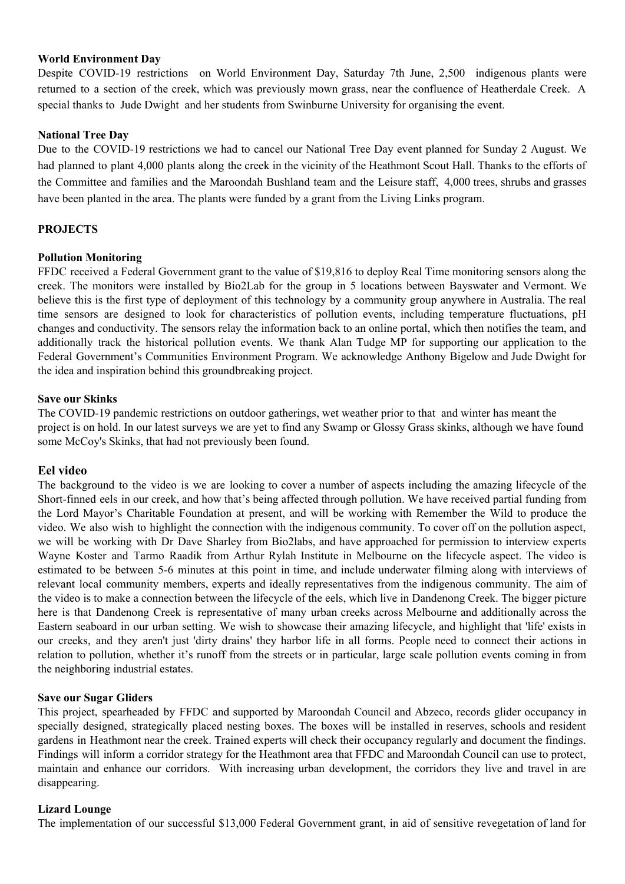**World Environment Day**

Despite COVID-19 restrictions on World Environment Day, Saturday 7th June, 2,500 indigenous plants were returned to a section of the creek, which was previously mown grass, near the confluence of Heatherdale Creek. A special thanks to Jude Dwight and her students from Swinburne University for organising the event.

**National Tree Day**

Due to the COVID-19 restrictions we had to cancel our National Tree Day event planned for Sunday 2 August. We had planned to plant 4,000 plants along the creek in the vicinity of the Heathmont Scout Hall. Thanks to the efforts of the Committee and families and the Maroondah Bushland team and the Leisure staff, 4,000 trees, shrubs and grasses have been planted in the area. The plants were funded by a grant from the Living Links program.

**PROJECTS**

**Pollution Monitoring**

FFDC received a Federal Government grant to the value of $19,816 to deploy Real Time monitoring sensors along the creek. The monitors were installed by Bio2Lab for the group in 5 locations between Bayswater and Vermont. We believe this is the first type of deployment of this technology by a community group anywhere in Australia. The real time sensors are designed to look for characteristics of pollution events, including temperature fluctuations, pH changes and conductivity. The sensors relay the information back to an online portal, which then notifies the team, and additionally track the historical pollution events. We thank Alan Tudge MP for supporting our application to the Federal Government's Communities Environment Program. We acknowledge Anthony Bigelow and Jude Dwight for the idea and inspiration behind this groundbreaking project.

**Save our Skinks**

The COVID-19 pandemic restrictions on outdoor gatherings, wet weather prior to that and winter has meant the project is on hold. In our latest surveys we are yet to find any Swamp or Glossy Grass skinks, although we have found some McCoy's Skinks, that had not previously been found.

**Eel video**

The background to the video is we are looking to cover a number of aspects including the amazing lifecycle of the Short-finned eels in our creek, and how that's being affected through pollution. We have received partial funding from the Lord Mayor's Charitable Foundation at present, and will be working with Remember the Wild to produce the video. We also wish to highlight the connection with the indigenous community. To cover off on the pollution aspect, we will be working with Dr Dave Sharley from Bio2labs, and have approached for permission to interview experts Wayne Koster and Tarmo Raadik from Arthur Rylah Institute in Melbourne on the lifecycle aspect. The video is estimated to be between 5-6 minutes at this point in time, and include underwater filming along with interviews of relevant local community members, experts and ideally representatives from the indigenous community. The aim of the video is to make a connection between the lifecycle of the eels, which live in Dandenong Creek. The bigger picture here is that Dandenong Creek is representative of many urban creeks across Melbourne and additionally across the Eastern seaboard in our urban setting. We wish to showcase their amazing lifecycle, and highlight that 'life' exists in our creeks, and they aren't just 'dirty drains' they harbor life in all forms. People need to connect their actions in relation to pollution, whether it's runoff from the streets or in particular, large scale pollution events coming in from the neighboring industrial estates.

**Save our Sugar Gliders**

This project, spearheaded by FFDC and supported by Maroondah Council and Abzeco, records glider occupancy in specially designed, strategically placed nesting boxes. The boxes will be installed in reserves, schools and resident gardens in Heathmont near the creek. Trained experts will check their occupancy regularly and document the findings. Findings will inform a corridor strategy for the Heathmont area that FFDC and Maroondah Council can use to protect, maintain and enhance our corridors. With increasing urban development, the corridors they live and travel in are disappearing.

**Lizard Lounge**

The implementation of our successful $13,000 Federal Government grant, in aid of sensitive revegetation of land for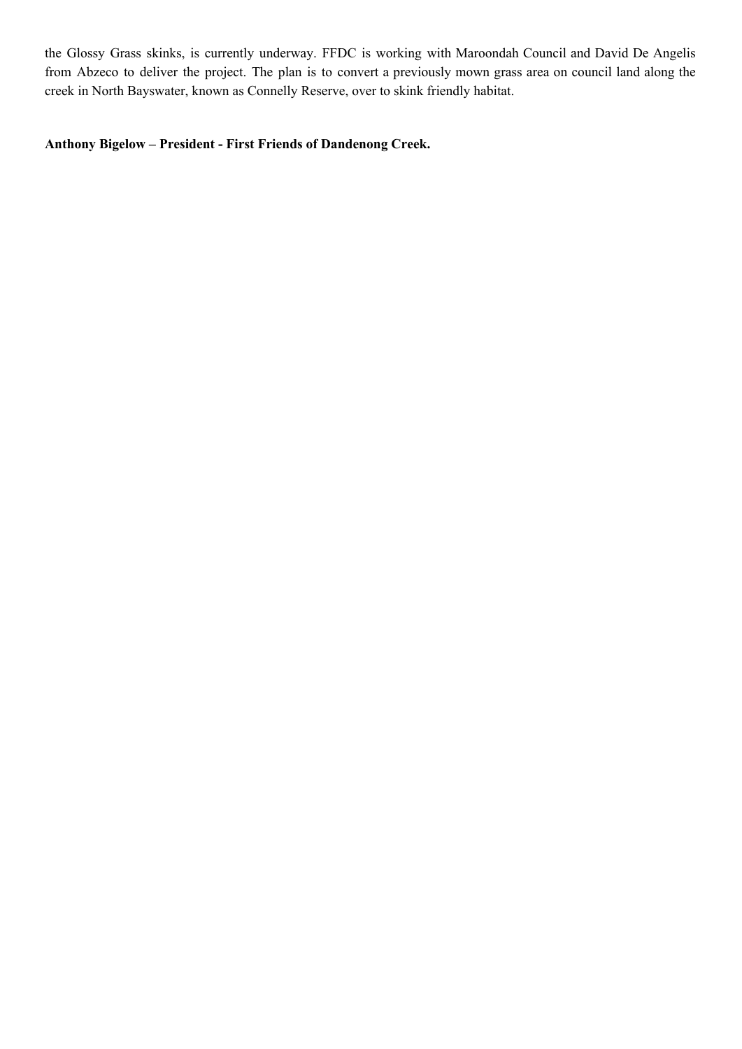the Glossy Grass skinks, is currently underway. FFDC is working with Maroondah Council and David De Angelis from Abzeco to deliver the project. The plan is to convert a previously mown grass area on council land along the creek in North Bayswater, known as Connelly Reserve, over to skink friendly habitat.

**Anthony Bigelow – President - First Friends of Dandenong Creek.**